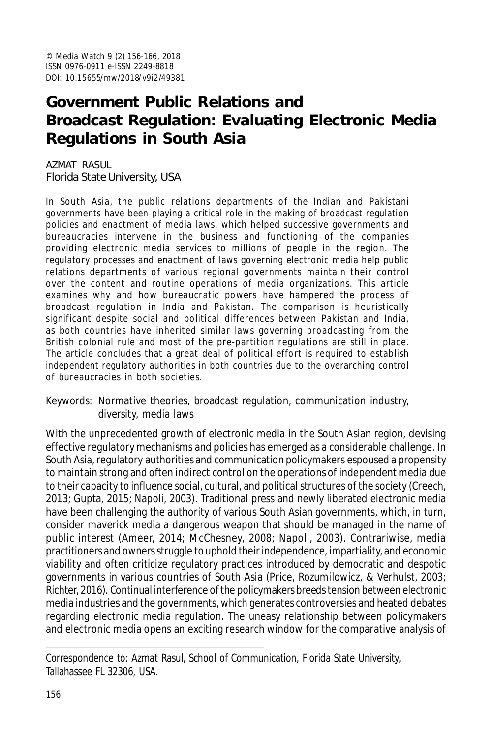© Media Watch 9 (2) 156-166, 2018
ISSN 0976-0911 e-ISSN 2249-8818
DOI: 10.15655/mw/2018/v9i2/49381

# Government Public Relations and Broadcast Regulation: Evaluating Electronic Media Regulations in South Asia

AZMAT RASUL
Florida State University, USA

In South Asia, the public relations departments of the Indian and Pakistani governments have been playing a critical role in the making of broadcast regulation policies and enactment of media laws, which helped successive governments and bureaucracies intervene in the business and functioning of the companies providing electronic media services to millions of people in the region. The regulatory processes and enactment of laws governing electronic media help public relations departments of various regional governments maintain their control over the content and routine operations of media organizations. This article examines why and how bureaucratic powers have hampered the process of broadcast regulation in India and Pakistan. The comparison is heuristically significant despite social and political differences between Pakistan and India, as both countries have inherited similar laws governing broadcasting from the British colonial rule and most of the pre-partition regulations are still in place. The article concludes that a great deal of political effort is required to establish independent regulatory authorities in both countries due to the overarching control of bureaucracies in both societies.

Keywords: Normative theories, broadcast regulation, communication industry, diversity, media laws

With the unprecedented growth of electronic media in the South Asian region, devising effective regulatory mechanisms and policies has emerged as a considerable challenge. In South Asia, regulatory authorities and communication policymakers espoused a propensity to maintain strong and often indirect control on the operations of independent media due to their capacity to influence social, cultural, and political structures of the society (Creech, 2013; Gupta, 2015; Napoli, 2003). Traditional press and newly liberated electronic media have been challenging the authority of various South Asian governments, which, in turn, consider maverick media a dangerous weapon that should be managed in the name of public interest (Ameer, 2014; McChesney, 2008; Napoli, 2003). Contrariwise, media practitioners and owners struggle to uphold their independence, impartiality, and economic viability and often criticize regulatory practices introduced by democratic and despotic governments in various countries of South Asia (Price, Rozumilowicz, & Verhulst, 2003; Richter, 2016). Continual interference of the policymakers breeds tension between electronic media industries and the governments, which generates controversies and heated debates regarding electronic media regulation. The uneasy relationship between policymakers and electronic media opens an exciting research window for the comparative analysis of

Correspondence to: Azmat Rasul, School of Communication, Florida State University, Tallahassee FL 32306, USA.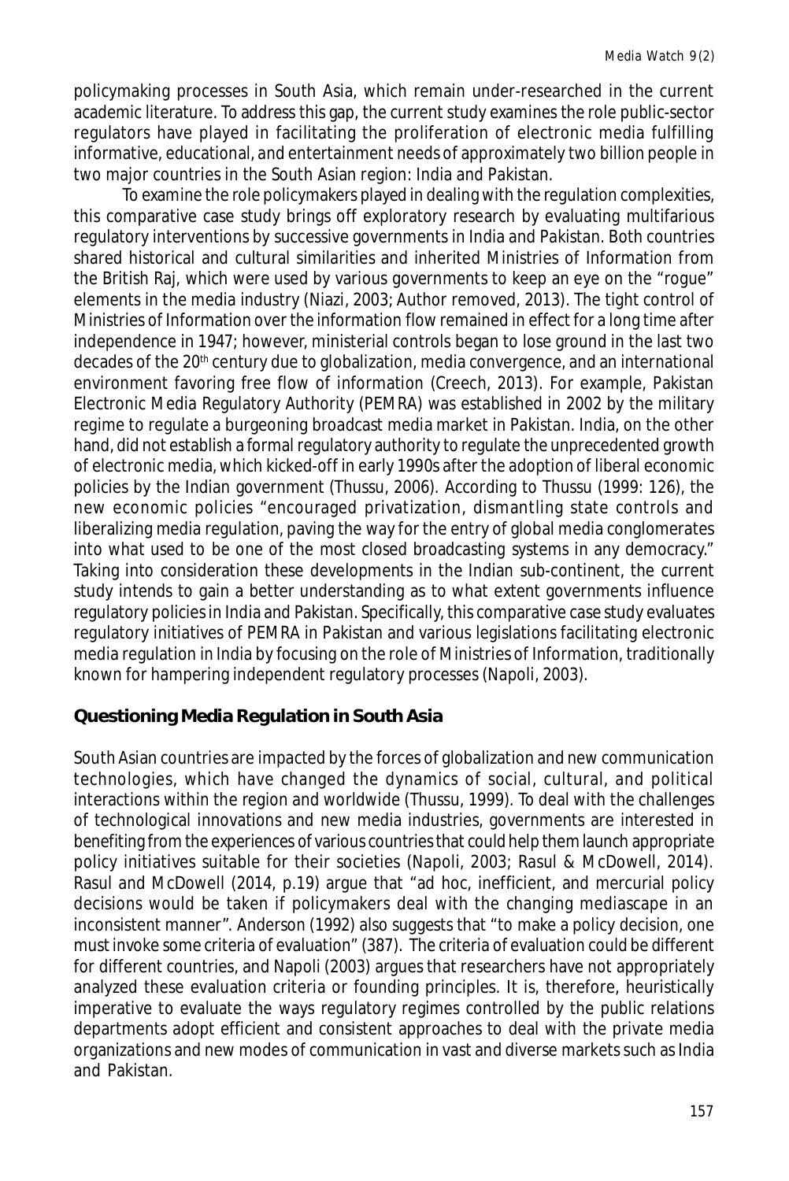policymaking processes in South Asia, which remain under-researched in the current academic literature. To address this gap, the current study examines the role public-sector regulators have played in facilitating the proliferation of electronic media fulfilling informative, educational, and entertainment needs of approximately two billion people in two major countries in the South Asian region: India and Pakistan.

To examine the role policymakers played in dealing with the regulation complexities, this comparative case study brings off exploratory research by evaluating multifarious regulatory interventions by successive governments in India and Pakistan. Both countries shared historical and cultural similarities and inherited Ministries of Information from the British Raj, which were used by various governments to keep an eye on the "rogue" elements in the media industry (Niazi, 2003; Author removed, 2013). The tight control of Ministries of Information over the information flow remained in effect for a long time after independence in 1947; however, ministerial controls began to lose ground in the last two decades of the 20th century due to globalization, media convergence, and an international environment favoring free flow of information (Creech, 2013). For example, Pakistan Electronic Media Regulatory Authority (PEMRA) was established in 2002 by the military regime to regulate a burgeoning broadcast media market in Pakistan. India, on the other hand, did not establish a formal regulatory authority to regulate the unprecedented growth of electronic media, which kicked-off in early 1990s after the adoption of liberal economic policies by the Indian government (Thussu, 2006). According to Thussu (1999: 126), the new economic policies "encouraged privatization, dismantling state controls and liberalizing media regulation, paving the way for the entry of global media conglomerates into what used to be one of the most closed broadcasting systems in any democracy." Taking into consideration these developments in the Indian sub-continent, the current study intends to gain a better understanding as to what extent governments influence regulatory policies in India and Pakistan. Specifically, this comparative case study evaluates regulatory initiatives of PEMRA in Pakistan and various legislations facilitating electronic media regulation in India by focusing on the role of Ministries of Information, traditionally known for hampering independent regulatory processes (Napoli, 2003).

## Questioning Media Regulation in South Asia

South Asian countries are impacted by the forces of globalization and new communication technologies, which have changed the dynamics of social, cultural, and political interactions within the region and worldwide (Thussu, 1999). To deal with the challenges of technological innovations and new media industries, governments are interested in benefiting from the experiences of various countries that could help them launch appropriate policy initiatives suitable for their societies (Napoli, 2003; Rasul & McDowell, 2014). Rasul and McDowell (2014, p.19) argue that "ad hoc, inefficient, and mercurial policy decisions would be taken if policymakers deal with the changing mediascape in an inconsistent manner". Anderson (1992) also suggests that "to make a policy decision, one must invoke some criteria of evaluation" (387). The criteria of evaluation could be different for different countries, and Napoli (2003) argues that researchers have not appropriately analyzed these evaluation criteria or founding principles. It is, therefore, heuristically imperative to evaluate the ways regulatory regimes controlled by the public relations departments adopt efficient and consistent approaches to deal with the private media organizations and new modes of communication in vast and diverse markets such as India and Pakistan.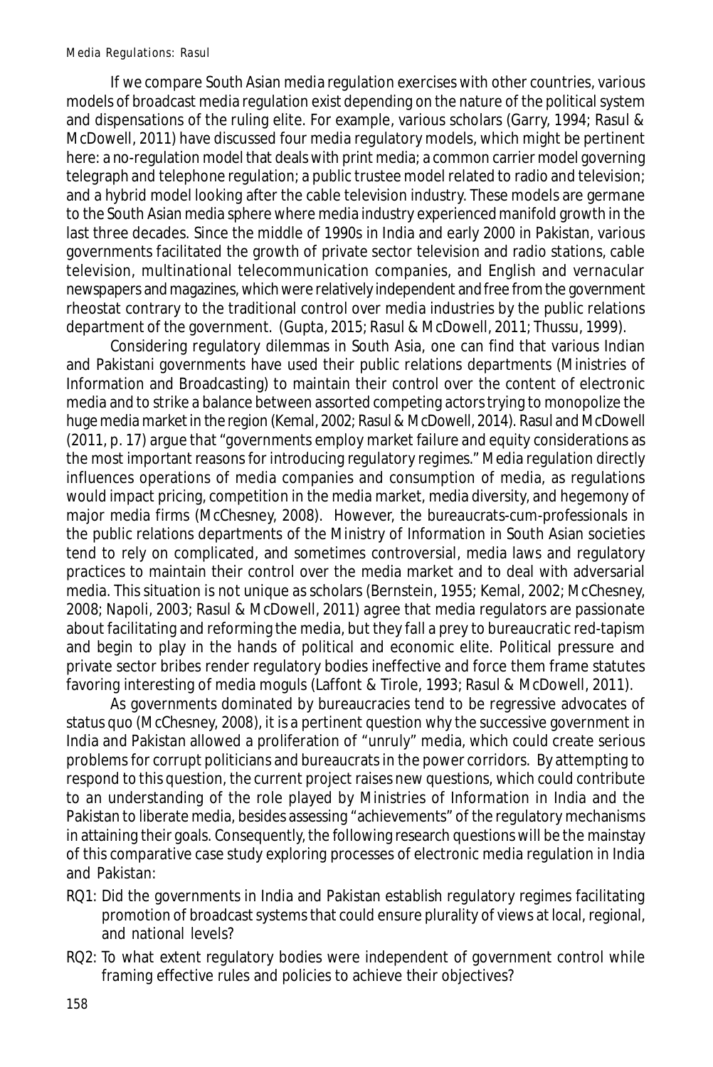If we compare South Asian media regulation exercises with other countries, various models of broadcast media regulation exist depending on the nature of the political system and dispensations of the ruling elite. For example, various scholars (Garry, 1994; Rasul & McDowell, 2011) have discussed four media regulatory models, which might be pertinent here: a no-regulation model that deals with print media; a common carrier model governing telegraph and telephone regulation; a public trustee model related to radio and television; and a hybrid model looking after the cable television industry. These models are germane to the South Asian media sphere where media industry experienced manifold growth in the last three decades. Since the middle of 1990s in India and early 2000 in Pakistan, various governments facilitated the growth of private sector television and radio stations, cable television, multinational telecommunication companies, and English and vernacular newspapers and magazines, which were relatively independent and free from the government rheostat contrary to the traditional control over media industries by the public relations department of the government. (Gupta, 2015; Rasul & McDowell, 2011; Thussu, 1999).

Considering regulatory dilemmas in South Asia, one can find that various Indian and Pakistani governments have used their public relations departments (Ministries of Information and Broadcasting) to maintain their control over the content of electronic media and to strike a balance between assorted competing actors trying to monopolize the huge media market in the region (Kemal, 2002; Rasul & McDowell, 2014). Rasul and McDowell (2011, p. 17) argue that "governments employ market failure and equity considerations as the most important reasons for introducing regulatory regimes." Media regulation directly influences operations of media companies and consumption of media, as regulations would impact pricing, competition in the media market, media diversity, and hegemony of major media firms (McChesney, 2008). However, the bureaucrats-cum-professionals in the public relations departments of the Ministry of Information in South Asian societies tend to rely on complicated, and sometimes controversial, media laws and regulatory practices to maintain their control over the media market and to deal with adversarial media. This situation is not unique as scholars (Bernstein, 1955; Kemal, 2002; McChesney, 2008; Napoli, 2003; Rasul & McDowell, 2011) agree that media regulators are passionate about facilitating and reforming the media, but they fall a prey to bureaucratic red-tapism and begin to play in the hands of political and economic elite. Political pressure and private sector bribes render regulatory bodies ineffective and force them frame statutes favoring interesting of media moguls (Laffont & Tirole, 1993; Rasul & McDowell, 2011).

As governments dominated by bureaucracies tend to be regressive advocates of status quo (McChesney, 2008), it is a pertinent question why the successive government in India and Pakistan allowed a proliferation of "unruly" media, which could create serious problems for corrupt politicians and bureaucrats in the power corridors. By attempting to respond to this question, the current project raises new questions, which could contribute to an understanding of the role played by Ministries of Information in India and the Pakistan to liberate media, besides assessing "achievements" of the regulatory mechanisms in attaining their goals. Consequently, the following research questions will be the mainstay of this comparative case study exploring processes of electronic media regulation in India and Pakistan:

- RQ1: Did the governments in India and Pakistan establish regulatory regimes facilitating promotion of broadcast systems that could ensure plurality of views at local, regional, and national levels?
- RQ2: To what extent regulatory bodies were independent of government control while framing effective rules and policies to achieve their objectives?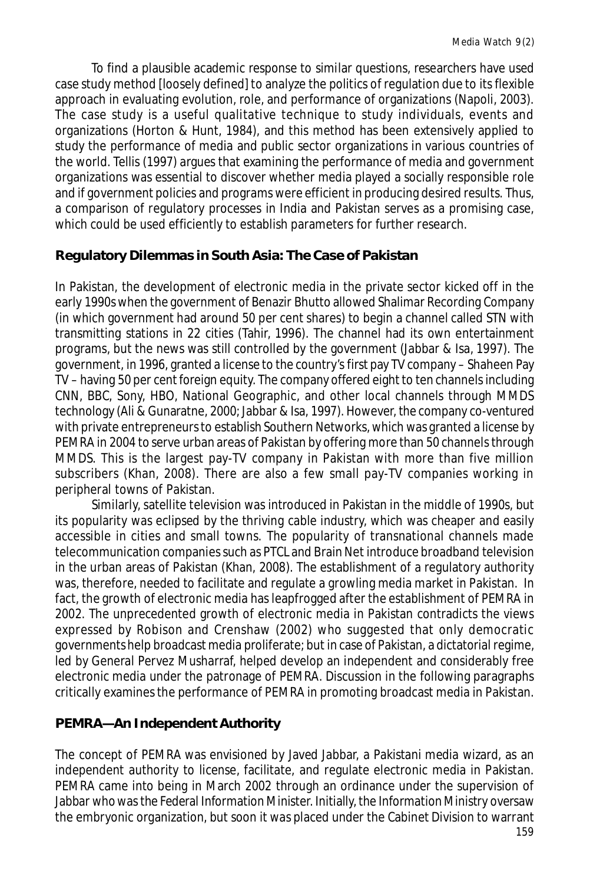To find a plausible academic response to similar questions, researchers have used case study method [loosely defined] to analyze the politics of regulation due to its flexible approach in evaluating evolution, role, and performance of organizations (Napoli, 2003). The case study is a useful qualitative technique to study individuals, events and organizations (Horton & Hunt, 1984), and this method has been extensively applied to study the performance of media and public sector organizations in various countries of the world. Tellis (1997) argues that examining the performance of media and government organizations was essential to discover whether media played a socially responsible role and if government policies and programs were efficient in producing desired results. Thus, a comparison of regulatory processes in India and Pakistan serves as a promising case, which could be used efficiently to establish parameters for further research.

## Regulatory Dilemmas in South Asia: The Case of Pakistan

In Pakistan, the development of electronic media in the private sector kicked off in the early 1990s when the government of Benazir Bhutto allowed Shalimar Recording Company (in which government had around 50 per cent shares) to begin a channel called STN with transmitting stations in 22 cities (Tahir, 1996). The channel had its own entertainment programs, but the news was still controlled by the government (Jabbar & Isa, 1997). The government, in 1996, granted a license to the country's first pay TV company – Shaheen Pay TV – having 50 per cent foreign equity. The company offered eight to ten channels including CNN, BBC, Sony, HBO, National Geographic, and other local channels through MMDS technology (Ali & Gunaratne, 2000; Jabbar & Isa, 1997). However, the company co-ventured with private entrepreneurs to establish Southern Networks, which was granted a license by PEMRA in 2004 to serve urban areas of Pakistan by offering more than 50 channels through MMDS. This is the largest pay-TV company in Pakistan with more than five million subscribers (Khan, 2008). There are also a few small pay-TV companies working in peripheral towns of Pakistan.

Similarly, satellite television was introduced in Pakistan in the middle of 1990s, but its popularity was eclipsed by the thriving cable industry, which was cheaper and easily accessible in cities and small towns. The popularity of transnational channels made telecommunication companies such as PTCL and Brain Net introduce broadband television in the urban areas of Pakistan (Khan, 2008). The establishment of a regulatory authority was, therefore, needed to facilitate and regulate a growling media market in Pakistan. In fact, the growth of electronic media has leapfrogged after the establishment of PEMRA in 2002. The unprecedented growth of electronic media in Pakistan contradicts the views expressed by Robison and Crenshaw (2002) who suggested that only democratic governments help broadcast media proliferate; but in case of Pakistan, a dictatorial regime, led by General Pervez Musharraf, helped develop an independent and considerably free electronic media under the patronage of PEMRA. Discussion in the following paragraphs critically examines the performance of PEMRA in promoting broadcast media in Pakistan.

## PEMRA—An Independent Authority

The concept of PEMRA was envisioned by Javed Jabbar, a Pakistani media wizard, as an independent authority to license, facilitate, and regulate electronic media in Pakistan. PEMRA came into being in March 2002 through an ordinance under the supervision of Jabbar who was the Federal Information Minister. Initially, the Information Ministry oversaw the embryonic organization, but soon it was placed under the Cabinet Division to warrant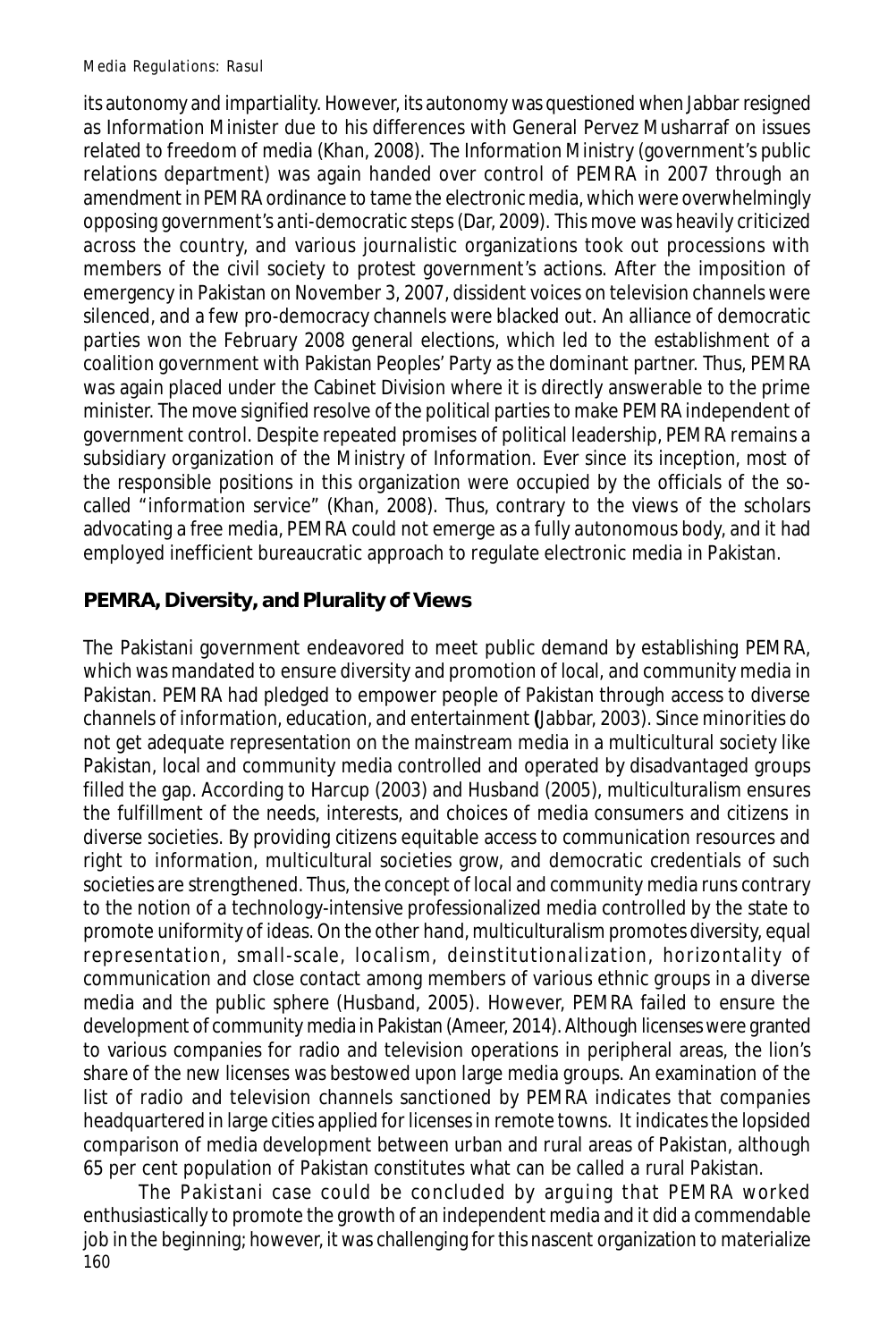its autonomy and impartiality. However, its autonomy was questioned when Jabbar resigned as Information Minister due to his differences with General Pervez Musharraf on issues related to freedom of media (Khan, 2008). The Information Ministry (government's public relations department) was again handed over control of PEMRA in 2007 through an amendment in PEMRA ordinance to tame the electronic media, which were overwhelmingly opposing government's anti-democratic steps (Dar, 2009). This move was heavily criticized across the country, and various journalistic organizations took out processions with members of the civil society to protest government's actions. After the imposition of emergency in Pakistan on November 3, 2007, dissident voices on television channels were silenced, and a few pro-democracy channels were blacked out. An alliance of democratic parties won the February 2008 general elections, which led to the establishment of a coalition government with Pakistan Peoples' Party as the dominant partner. Thus, PEMRA was again placed under the Cabinet Division where it is directly answerable to the prime minister. The move signified resolve of the political parties to make PEMRA independent of government control. Despite repeated promises of political leadership, PEMRA remains a subsidiary organization of the Ministry of Information. Ever since its inception, most of the responsible positions in this organization were occupied by the officials of the so-called "information service" (Khan, 2008). Thus, contrary to the views of the scholars advocating a free media, PEMRA could not emerge as a fully autonomous body, and it had employed inefficient bureaucratic approach to regulate electronic media in Pakistan.

## PEMRA, Diversity, and Plurality of Views

The Pakistani government endeavored to meet public demand by establishing PEMRA, which was mandated to ensure diversity and promotion of local, and community media in Pakistan. PEMRA had pledged to empower people of Pakistan through access to diverse channels of information, education, and entertainment (Jabbar, 2003). Since minorities do not get adequate representation on the mainstream media in a multicultural society like Pakistan, local and community media controlled and operated by disadvantaged groups filled the gap. According to Harcup (2003) and Husband (2005), multiculturalism ensures the fulfillment of the needs, interests, and choices of media consumers and citizens in diverse societies. By providing citizens equitable access to communication resources and right to information, multicultural societies grow, and democratic credentials of such societies are strengthened. Thus, the concept of local and community media runs contrary to the notion of a technology-intensive professionalized media controlled by the state to promote uniformity of ideas. On the other hand, multiculturalism promotes diversity, equal representation, small-scale, localism, deinstitutionalization, horizontality of communication and close contact among members of various ethnic groups in a diverse media and the public sphere (Husband, 2005). However, PEMRA failed to ensure the development of community media in Pakistan (Ameer, 2014). Although licenses were granted to various companies for radio and television operations in peripheral areas, the lion's share of the new licenses was bestowed upon large media groups. An examination of the list of radio and television channels sanctioned by PEMRA indicates that companies headquartered in large cities applied for licenses in remote towns. It indicates the lopsided comparison of media development between urban and rural areas of Pakistan, although 65 per cent population of Pakistan constitutes what can be called a rural Pakistan.

The Pakistani case could be concluded by arguing that PEMRA worked enthusiastically to promote the growth of an independent media and it did a commendable job in the beginning; however, it was challenging for this nascent organization to materialize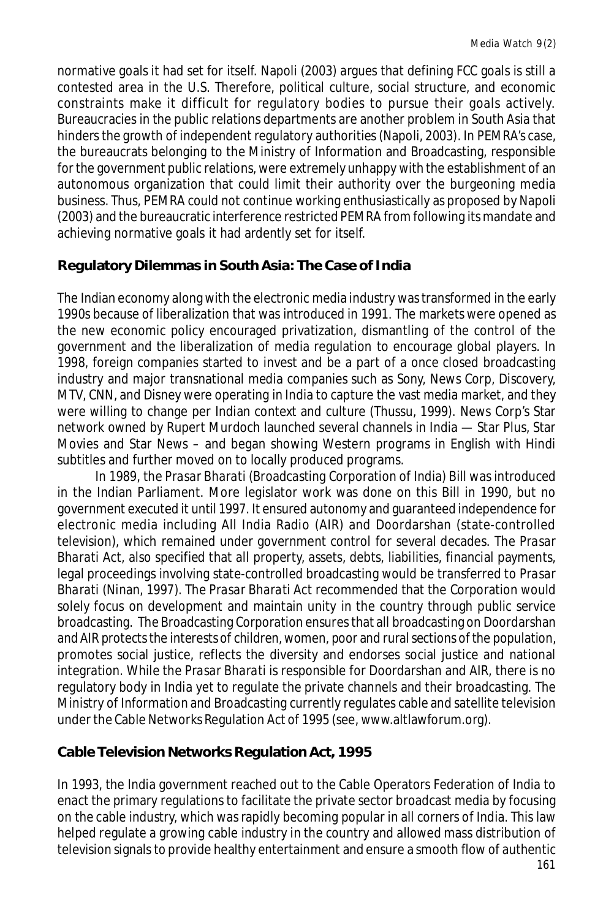normative goals it had set for itself. Napoli (2003) argues that defining FCC goals is still a contested area in the U.S. Therefore, political culture, social structure, and economic constraints make it difficult for regulatory bodies to pursue their goals actively. Bureaucracies in the public relations departments are another problem in South Asia that hinders the growth of independent regulatory authorities (Napoli, 2003). In PEMRA's case, the bureaucrats belonging to the Ministry of Information and Broadcasting, responsible for the government public relations, were extremely unhappy with the establishment of an autonomous organization that could limit their authority over the burgeoning media business. Thus, PEMRA could not continue working enthusiastically as proposed by Napoli (2003) and the bureaucratic interference restricted PEMRA from following its mandate and achieving normative goals it had ardently set for itself.

## Regulatory Dilemmas in South Asia: The Case of India

The Indian economy along with the electronic media industry was transformed in the early 1990s because of liberalization that was introduced in 1991. The markets were opened as the new economic policy encouraged privatization, dismantling of the control of the government and the liberalization of media regulation to encourage global players. In 1998, foreign companies started to invest and be a part of a once closed broadcasting industry and major transnational media companies such as Sony, News Corp, Discovery, MTV, CNN, and Disney were operating in India to capture the vast media market, and they were willing to change per Indian context and culture (Thussu, 1999). News Corp's Star network owned by Rupert Murdoch launched several channels in India — Star Plus, Star Movies and Star News – and began showing Western programs in English with Hindi subtitles and further moved on to locally produced programs.

In 1989, the *Prasar Bharati* (Broadcasting Corporation of India) Bill was introduced in the Indian Parliament. More legislator work was done on this Bill in 1990, but no government executed it until 1997. It ensured autonomy and guaranteed independence for electronic media including All India Radio (AIR) and Doordarshan (state-controlled television), which remained under government control for several decades. The *Prasar Bharati* Act, also specified that all property, assets, debts, liabilities, financial payments, legal proceedings involving state-controlled broadcasting would be transferred to *Prasar Bharati* (Ninan, 1997). The *Prasar Bharati* Act recommended that the Corporation would solely focus on development and maintain unity in the country through public service broadcasting. The Broadcasting Corporation ensures that all broadcasting on Doordarshan and AIR protects the interests of children, women, poor and rural sections of the population, promotes social justice, reflects the diversity and endorses social justice and national integration. While the *Prasar Bharati* is responsible for Doordarshan and AIR, there is no regulatory body in India yet to regulate the private channels and their broadcasting. The Ministry of Information and Broadcasting currently regulates cable and satellite television under the Cable Networks Regulation Act of 1995 (see, www.altlawforum.org).

## Cable Television Networks Regulation Act, 1995

In 1993, the India government reached out to the Cable Operators Federation of India to enact the primary regulations to facilitate the private sector broadcast media by focusing on the cable industry, which was rapidly becoming popular in all corners of India. This law helped regulate a growing cable industry in the country and allowed mass distribution of television signals to provide healthy entertainment and ensure a smooth flow of authentic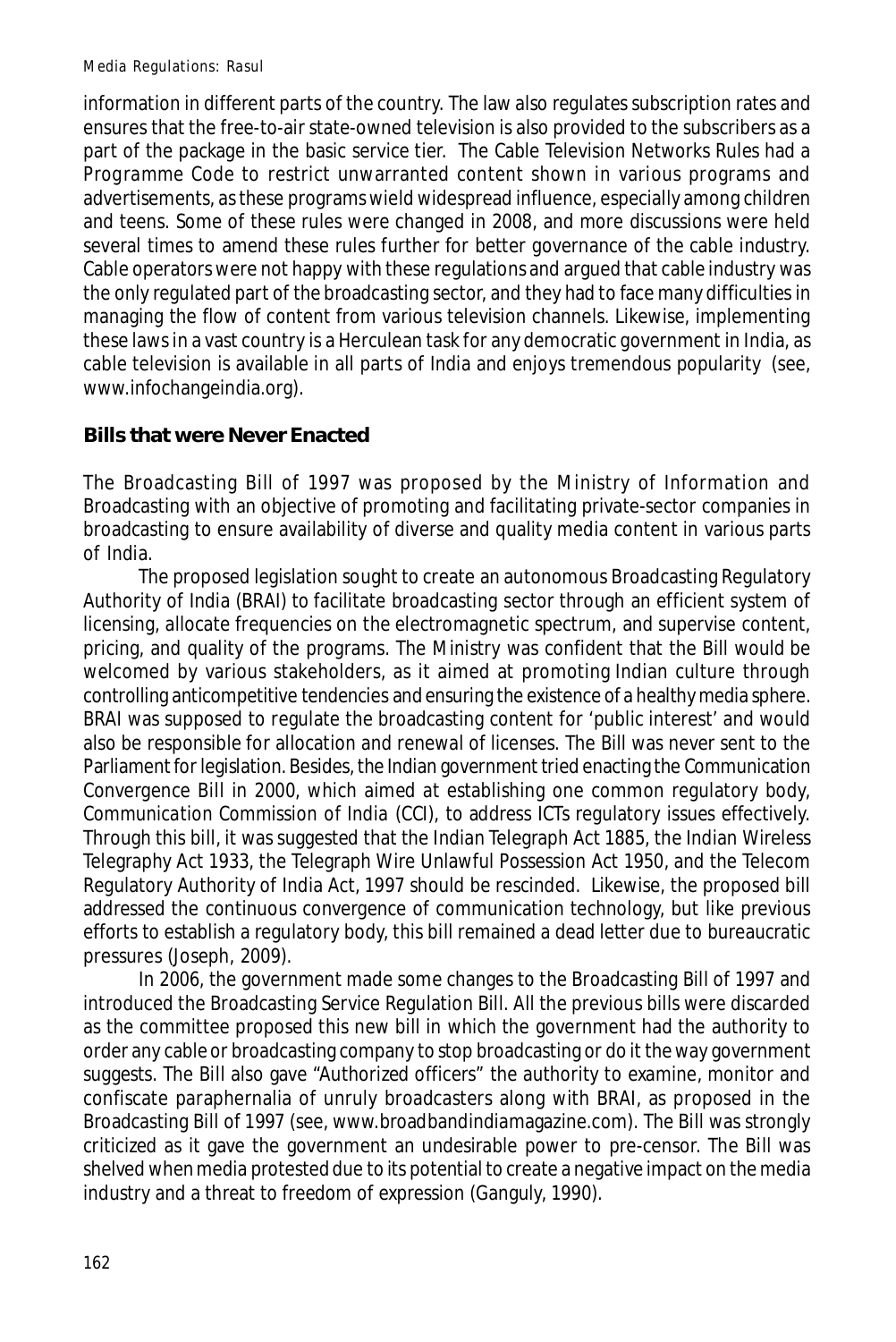information in different parts of the country. The law also regulates subscription rates and ensures that the free-to-air state-owned television is also provided to the subscribers as a part of the package in the basic service tier. The Cable Television Networks Rules had a Programme Code to restrict unwarranted content shown in various programs and advertisements, as these programs wield widespread influence, especially among children and teens. Some of these rules were changed in 2008, and more discussions were held several times to amend these rules further for better governance of the cable industry. Cable operators were not happy with these regulations and argued that cable industry was the only regulated part of the broadcasting sector, and they had to face many difficulties in managing the flow of content from various television channels. Likewise, implementing these laws in a vast country is a Herculean task for any democratic government in India, as cable television is available in all parts of India and enjoys tremendous popularity (see, www.infochangeindia.org).

## Bills that were Never Enacted

The Broadcasting Bill of 1997 was proposed by the Ministry of Information and Broadcasting with an objective of promoting and facilitating private-sector companies in broadcasting to ensure availability of diverse and quality media content in various parts of India.

The proposed legislation sought to create an autonomous Broadcasting Regulatory Authority of India (BRAI) to facilitate broadcasting sector through an efficient system of licensing, allocate frequencies on the electromagnetic spectrum, and supervise content, pricing, and quality of the programs. The Ministry was confident that the Bill would be welcomed by various stakeholders, as it aimed at promoting Indian culture through controlling anticompetitive tendencies and ensuring the existence of a healthy media sphere. BRAI was supposed to regulate the broadcasting content for 'public interest' and would also be responsible for allocation and renewal of licenses. The Bill was never sent to the Parliament for legislation. Besides, the Indian government tried enacting the Communication Convergence Bill in 2000, which aimed at establishing one common regulatory body, Communication Commission of India (CCI), to address ICTs regulatory issues effectively. Through this bill, it was suggested that the Indian Telegraph Act 1885, the Indian Wireless Telegraphy Act 1933, the Telegraph Wire Unlawful Possession Act 1950, and the Telecom Regulatory Authority of India Act, 1997 should be rescinded. Likewise, the proposed bill addressed the continuous convergence of communication technology, but like previous efforts to establish a regulatory body, this bill remained a dead letter due to bureaucratic pressures (Joseph, 2009).

In 2006, the government made some changes to the Broadcasting Bill of 1997 and introduced the Broadcasting Service Regulation Bill. All the previous bills were discarded as the committee proposed this new bill in which the government had the authority to order any cable or broadcasting company to stop broadcasting or do it the way government suggests. The Bill also gave "Authorized officers" the authority to examine, monitor and confiscate paraphernalia of unruly broadcasters along with BRAI, as proposed in the Broadcasting Bill of 1997 (see, www.broadbandindiamagazine.com). The Bill was strongly criticized as it gave the government an undesirable power to pre-censor. The Bill was shelved when media protested due to its potential to create a negative impact on the media industry and a threat to freedom of expression (Ganguly, 1990).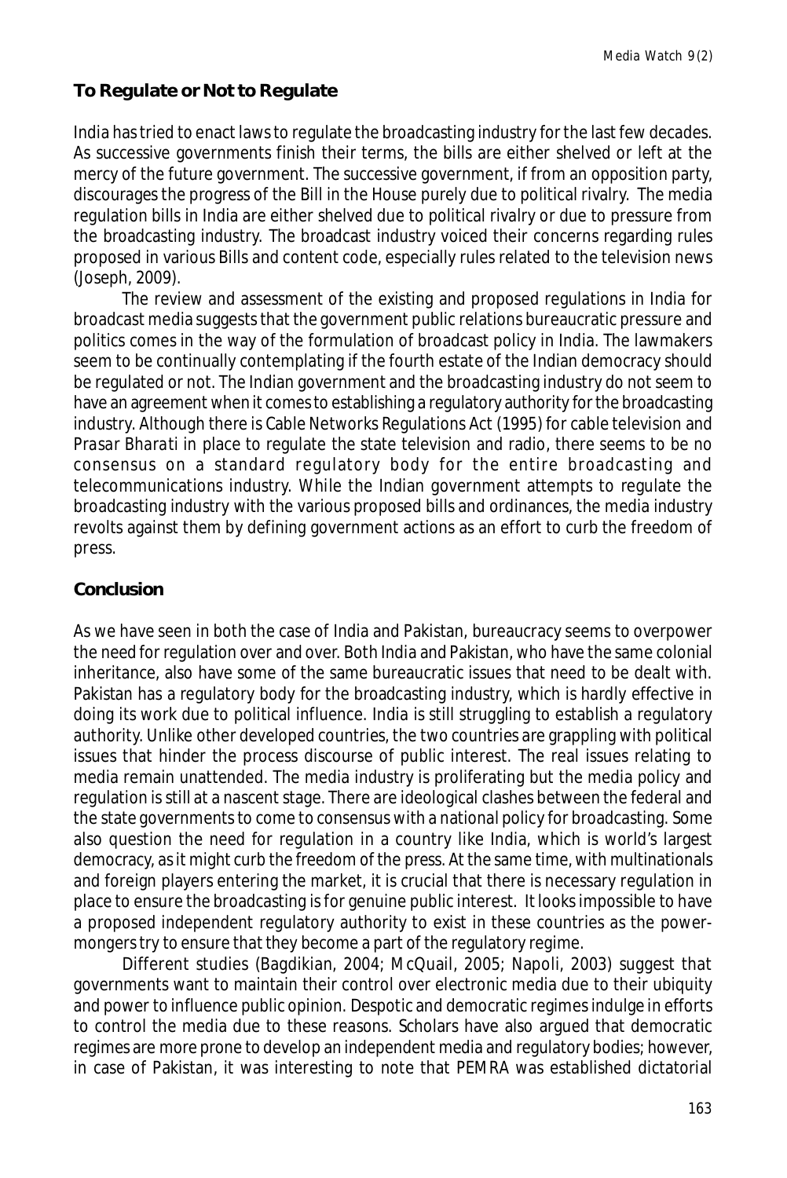## To Regulate or Not to Regulate

India has tried to enact laws to regulate the broadcasting industry for the last few decades. As successive governments finish their terms, the bills are either shelved or left at the mercy of the future government. The successive government, if from an opposition party, discourages the progress of the Bill in the House purely due to political rivalry. The media regulation bills in India are either shelved due to political rivalry or due to pressure from the broadcasting industry. The broadcast industry voiced their concerns regarding rules proposed in various Bills and content code, especially rules related to the television news (Joseph, 2009).

The review and assessment of the existing and proposed regulations in India for broadcast media suggests that the government public relations bureaucratic pressure and politics comes in the way of the formulation of broadcast policy in India. The lawmakers seem to be continually contemplating if the fourth estate of the Indian democracy should be regulated or not. The Indian government and the broadcasting industry do not seem to have an agreement when it comes to establishing a regulatory authority for the broadcasting industry. Although there is Cable Networks Regulations Act (1995) for cable television and *Prasar Bharati* in place to regulate the state television and radio, there seems to be no consensus on a standard regulatory body for the entire broadcasting and telecommunications industry. While the Indian government attempts to regulate the broadcasting industry with the various proposed bills and ordinances, the media industry revolts against them by defining government actions as an effort to curb the freedom of press.

## Conclusion

As we have seen in both the case of India and Pakistan, bureaucracy seems to overpower the need for regulation over and over. Both India and Pakistan, who have the same colonial inheritance, also have some of the same bureaucratic issues that need to be dealt with. Pakistan has a regulatory body for the broadcasting industry, which is hardly effective in doing its work due to political influence. India is still struggling to establish a regulatory authority. Unlike other developed countries, the two countries are grappling with political issues that hinder the process discourse of public interest. The real issues relating to media remain unattended. The media industry is proliferating but the media policy and regulation is still at a nascent stage. There are ideological clashes between the federal and the state governments to come to consensus with a national policy for broadcasting. Some also question the need for regulation in a country like India, which is world's largest democracy, as it might curb the freedom of the press. At the same time, with multinationals and foreign players entering the market, it is crucial that there is necessary regulation in place to ensure the broadcasting is for genuine public interest. It looks impossible to have a proposed independent regulatory authority to exist in these countries as the power-mongers try to ensure that they become a part of the regulatory regime.

Different studies (Bagdikian, 2004; McQuail, 2005; Napoli, 2003) suggest that governments want to maintain their control over electronic media due to their ubiquity and power to influence public opinion. Despotic and democratic regimes indulge in efforts to control the media due to these reasons. Scholars have also argued that democratic regimes are more prone to develop an independent media and regulatory bodies; however, in case of Pakistan, it was interesting to note that PEMRA was established dictatorial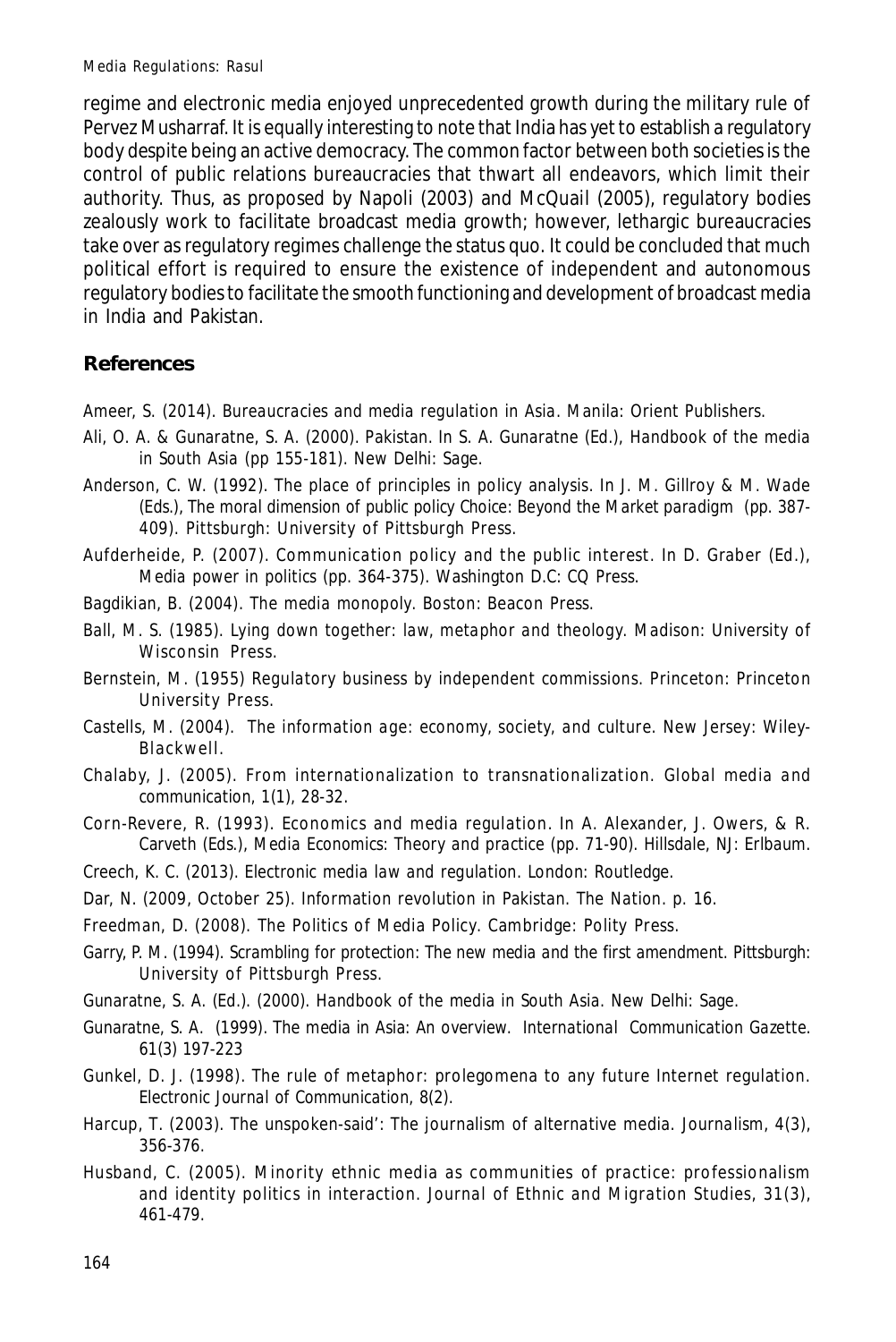regime and electronic media enjoyed unprecedented growth during the military rule of Pervez Musharraf. It is equally interesting to note that India has yet to establish a regulatory body despite being an active democracy. The common factor between both societies is the control of public relations bureaucracies that thwart all endeavors, which limit their authority. Thus, as proposed by Napoli (2003) and McQuail (2005), regulatory bodies zealously work to facilitate broadcast media growth; however, lethargic bureaucracies take over as regulatory regimes challenge the status quo. It could be concluded that much political effort is required to ensure the existence of independent and autonomous regulatory bodies to facilitate the smooth functioning and development of broadcast media in India and Pakistan.

## References

Ameer, S. (2014). Bureaucracies and media regulation in Asia. Manila: Orient Publishers.

Ali, O. A. & Gunaratne, S. A. (2000). Pakistan. In S. A. Gunaratne (Ed.), Handbook of the media in South Asia (pp 155-181). New Delhi: Sage.

Anderson, C. W. (1992). The place of principles in policy analysis. In J. M. Gillroy & M. Wade (Eds.), The moral dimension of public policy Choice: Beyond the Market paradigm (pp. 387-409). Pittsburgh: University of Pittsburgh Press.

Aufderheide, P. (2007). Communication policy and the public interest. In D. Graber (Ed.), Media power in politics (pp. 364-375). Washington D.C: CQ Press.

Bagdikian, B. (2004). The media monopoly. Boston: Beacon Press.

Ball, M. S. (1985). Lying down together: law, metaphor and theology. Madison: University of Wisconsin Press.

Bernstein, M. (1955) Regulatory business by independent commissions. Princeton: Princeton University Press.

Castells, M. (2004). The information age: economy, society, and culture. New Jersey: Wiley-Blackwell.

Chalaby, J. (2005). From internationalization to transnationalization. Global media and communication, 1(1), 28-32.

Corn-Revere, R. (1993). Economics and media regulation. In A. Alexander, J. Owers, & R. Carveth (Eds.), Media Economics: Theory and practice (pp. 71-90). Hillsdale, NJ: Erlbaum.

Creech, K. C. (2013). Electronic media law and regulation. London: Routledge.

Dar, N. (2009, October 25). Information revolution in Pakistan. The Nation. p. 16.

Freedman, D. (2008). The Politics of Media Policy. Cambridge: Polity Press.

Garry, P. M. (1994). Scrambling for protection: The new media and the first amendment. Pittsburgh: University of Pittsburgh Press.

Gunaratne, S. A. (Ed.). (2000). Handbook of the media in South Asia. New Delhi: Sage.

Gunaratne, S. A. (1999). The media in Asia: An overview. International Communication Gazette. 61(3) 197-223

Gunkel, D. J. (1998). The rule of metaphor: prolegomena to any future Internet regulation. Electronic Journal of Communication, 8(2).

Harcup, T. (2003). The unspoken-said': The journalism of alternative media. Journalism, 4(3), 356-376.

Husband, C. (2005). Minority ethnic media as communities of practice: professionalism and identity politics in interaction. Journal of Ethnic and Migration Studies, 31(3), 461-479.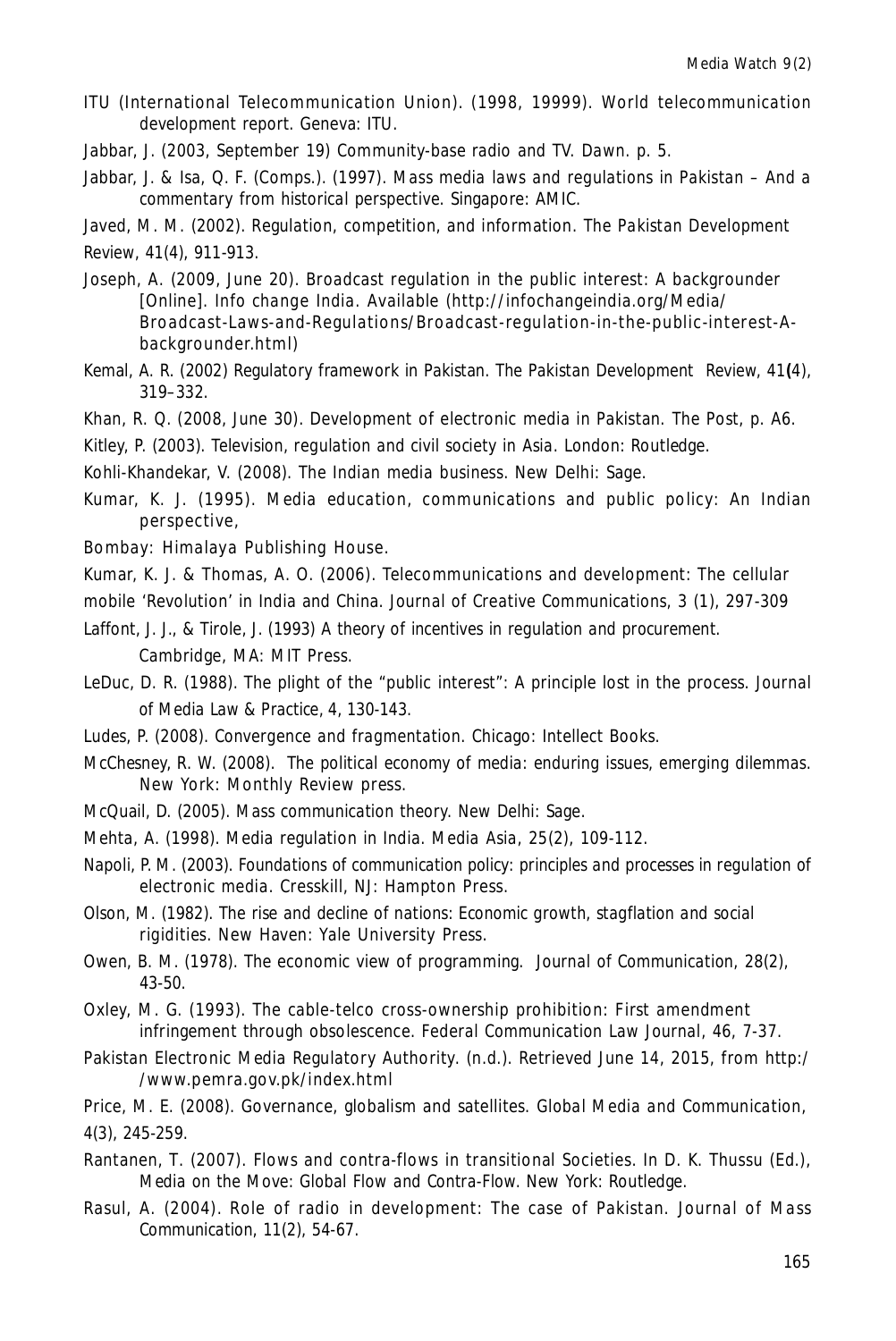ITU (International Telecommunication Union). (1998, 19999). World telecommunication development report. Geneva: ITU.

Jabbar, J. (2003, September 19) Community-base radio and TV. Dawn. p. 5.

Jabbar, J. & Isa, Q. F. (Comps.). (1997). Mass media laws and regulations in Pakistan – And a commentary from historical perspective. Singapore: AMIC.

Javed, M. M. (2002). Regulation, competition, and information. The Pakistan Development Review, 41(4), 911-913.

Joseph, A. (2009, June 20). Broadcast regulation in the public interest: A backgrounder [Online]. Info change India. Available (http://infochangeindia.org/Media/Broadcast-Laws-and-Regulations/Broadcast-regulation-in-the-public-interest-A-backgrounder.html)

Kemal, A. R. (2002) Regulatory framework in Pakistan. The Pakistan Development Review, 41(4), 319–332.

Khan, R. Q. (2008, June 30). Development of electronic media in Pakistan. The Post, p. A6.

Kitley, P. (2003). Television, regulation and civil society in Asia. London: Routledge.

Kohli-Khandekar, V. (2008). The Indian media business. New Delhi: Sage.

Kumar, K. J. (1995). Media education, communications and public policy: An Indian perspective,

Bombay: Himalaya Publishing House.

Kumar, K. J. & Thomas, A. O. (2006). Telecommunications and development: The cellular mobile 'Revolution' in India and China. Journal of Creative Communications, 3 (1), 297-309

Laffont, J. J., & Tirole, J. (1993) A theory of incentives in regulation and procurement. Cambridge, MA: MIT Press.

LeDuc, D. R. (1988). The plight of the "public interest": A principle lost in the process. Journal of Media Law & Practice, 4, 130-143.

Ludes, P. (2008). Convergence and fragmentation. Chicago: Intellect Books.

McChesney, R. W. (2008). The political economy of media: enduring issues, emerging dilemmas. New York: Monthly Review press.

McQuail, D. (2005). Mass communication theory. New Delhi: Sage.

Mehta, A. (1998). Media regulation in India. Media Asia, 25(2), 109-112.

Napoli, P. M. (2003). Foundations of communication policy: principles and processes in regulation of electronic media. Cresskill, NJ: Hampton Press.

Olson, M. (1982). The rise and decline of nations: Economic growth, stagflation and social rigidities. New Haven: Yale University Press.

Owen, B. M. (1978). The economic view of programming. Journal of Communication, 28(2), 43-50.

Oxley, M. G. (1993). The cable-telco cross-ownership prohibition: First amendment infringement through obsolescence. Federal Communication Law Journal, 46, 7-37.

Pakistan Electronic Media Regulatory Authority. (n.d.). Retrieved June 14, 2015, from http://www.pemra.gov.pk/index.html

Price, M. E. (2008). Governance, globalism and satellites. Global Media and Communication, 4(3), 245-259.

Rantanen, T. (2007). Flows and contra-flows in transitional Societies. In D. K. Thussu (Ed.), Media on the Move: Global Flow and Contra-Flow. New York: Routledge.

Rasul, A. (2004). Role of radio in development: The case of Pakistan. Journal of Mass Communication, 11(2), 54-67.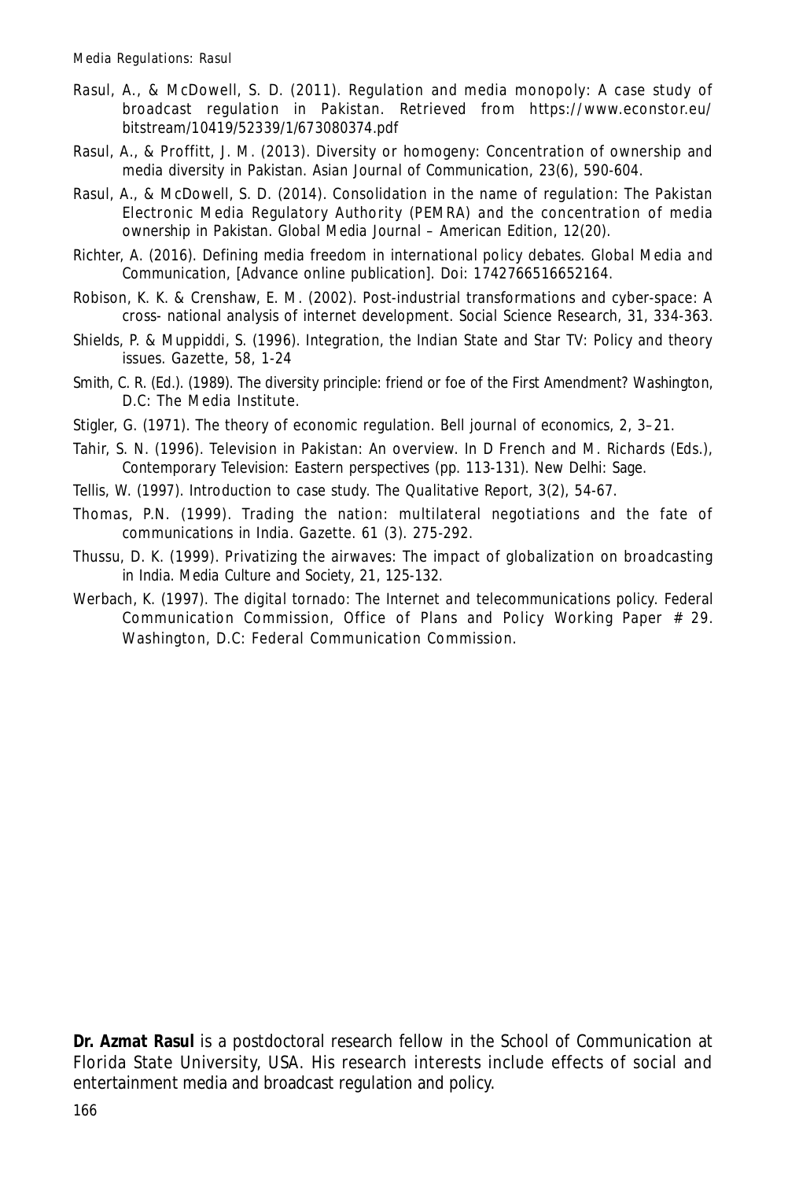Rasul, A., & McDowell, S. D. (2011). Regulation and media monopoly: A case study of broadcast regulation in Pakistan. Retrieved from https://www.econstor.eu/bitstream/10419/52339/1/673080374.pdf

Rasul, A., & Proffitt, J. M. (2013). Diversity or homogeny: Concentration of ownership and media diversity in Pakistan. Asian Journal of Communication, 23(6), 590-604.

Rasul, A., & McDowell, S. D. (2014). Consolidation in the name of regulation: The Pakistan Electronic Media Regulatory Authority (PEMRA) and the concentration of media ownership in Pakistan. Global Media Journal – American Edition, 12(20).

Richter, A. (2016). Defining media freedom in international policy debates. Global Media and Communication, [Advance online publication]. Doi: 1742766516652164.

Robison, K. K. & Crenshaw, E. M. (2002). Post-industrial transformations and cyber-space: A cross- national analysis of internet development. Social Science Research, 31, 334-363.

Shields, P. & Muppiddi, S. (1996). Integration, the Indian State and Star TV: Policy and theory issues. Gazette, 58, 1-24

Smith, C. R. (Ed.). (1989). The diversity principle: friend or foe of the First Amendment? Washington, D.C: The Media Institute.

Stigler, G. (1971). The theory of economic regulation. Bell journal of economics, 2, 3–21.

Tahir, S. N. (1996). Television in Pakistan: An overview. In D French and M. Richards (Eds.), Contemporary Television: Eastern perspectives (pp. 113-131). New Delhi: Sage.

Tellis, W. (1997). Introduction to case study. The Qualitative Report, 3(2), 54-67.

Thomas, P.N. (1999). Trading the nation: multilateral negotiations and the fate of communications in India. Gazette. 61 (3). 275-292.

Thussu, D. K. (1999). Privatizing the airwaves: The impact of globalization on broadcasting in India. Media Culture and Society, 21, 125-132.

Werbach, K. (1997). The digital tornado: The Internet and telecommunications policy. Federal Communication Commission, Office of Plans and Policy Working Paper # 29. Washington, D.C: Federal Communication Commission.

**Dr. Azmat Rasul** is a postdoctoral research fellow in the School of Communication at Florida State University, USA. His research interests include effects of social and entertainment media and broadcast regulation and policy.